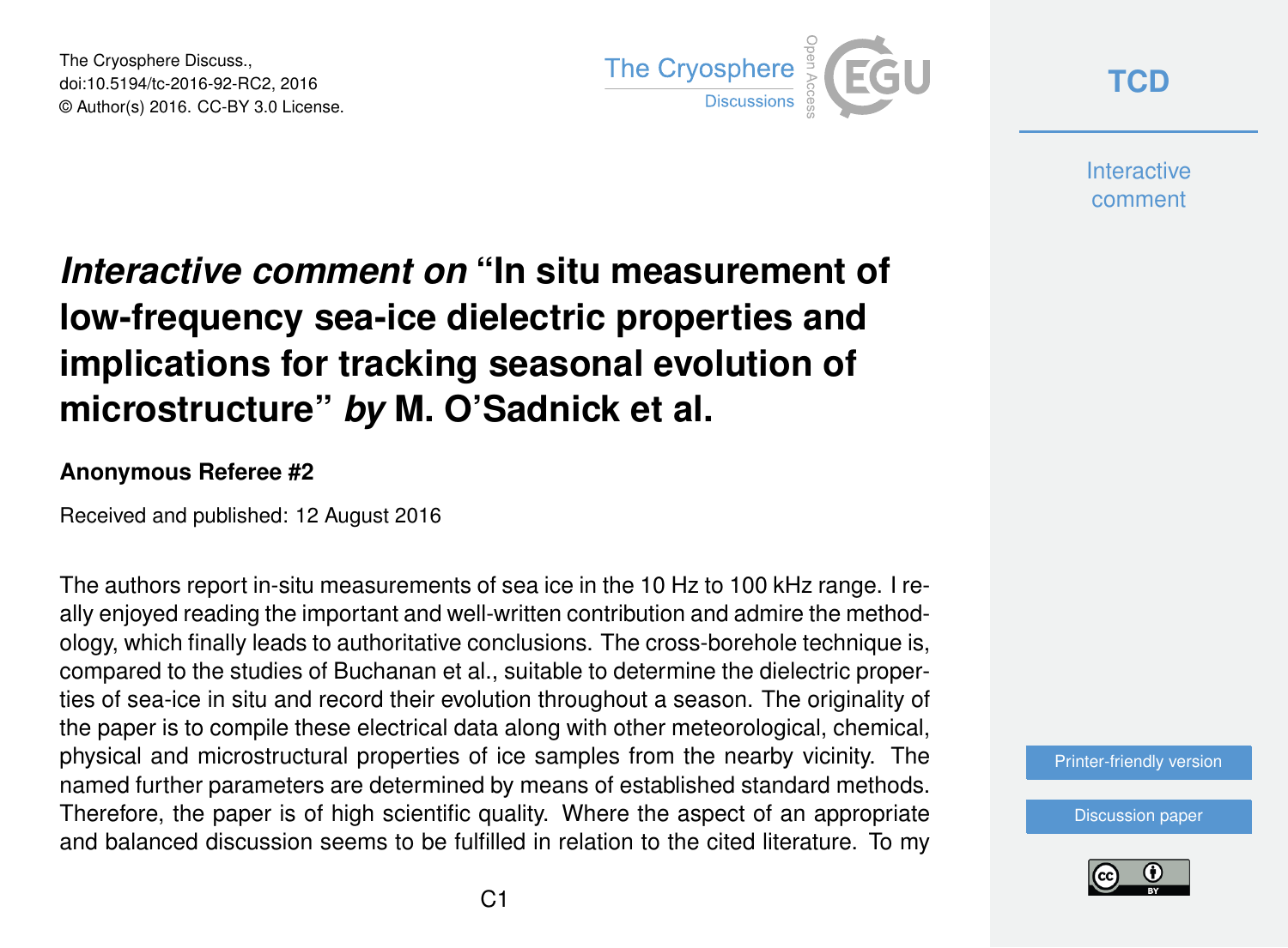# *Interactive comment on* "In situ measurement of low-frequency sea-ice dielectric properties and implications for tracking seasonal evolution of microstructure" *by* M. O'Sadnick et al.

**Anonymous Referee #2**

Received and published: 12 August 2016

The authors report in-situ measurements of sea ice in the 10 Hz to 100 kHz range. I really enjoyed reading the important and well-written contribution and admire the methodology, which finally leads to authoritative conclusions. The cross-borehole technique is, compared to the studies of Buchanan et al., suitable to determine the dielectric properties of sea-ice in situ and record their evolution throughout a season. The originality of the paper is to compile these electrical data along with other meteorological, chemical, physical and microstructural properties of ice samples from the nearby vicinity. The named further parameters are determined by means of established standard methods. Therefore, the paper is of high scientific quality. Where the aspect of an appropriate and balanced discussion seems to be fulfilled in relation to the cited literature. To my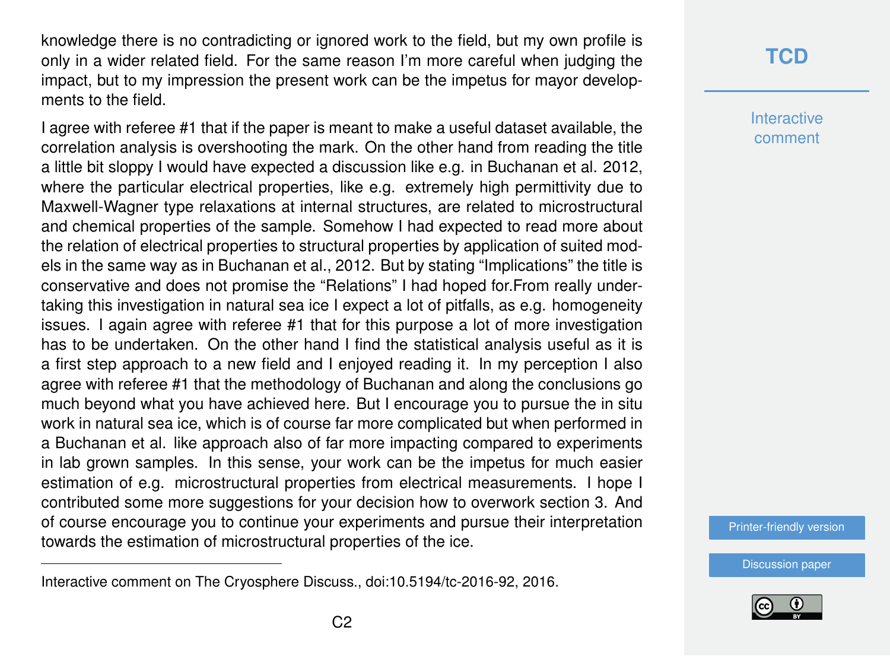knowledge there is no contradicting or ignored work to the field, but my own profile is only in a wider related field. For the same reason I'm more careful when judging the impact, but to my impression the present work can be the impetus for mayor developments to the field.

I agree with referee #1 that if the paper is meant to make a useful dataset available, the correlation analysis is overshooting the mark. On the other hand from reading the title a little bit sloppy I would have expected a discussion like e.g. in Buchanan et al. 2012, where the particular electrical properties, like e.g. extremely high permittivity due to Maxwell-Wagner type relaxations at internal structures, are related to microstructural and chemical properties of the sample. Somehow I had expected to read more about the relation of electrical properties to structural properties by application of suited models in the same way as in Buchanan et al., 2012. But by stating "Implications" the title is conservative and does not promise the "Relations" I had hoped for.From really undertaking this investigation in natural sea ice I expect a lot of pitfalls, as e.g. homogeneity issues. I again agree with referee #1 that for this purpose a lot of more investigation has to be undertaken. On the other hand I find the statistical analysis useful as it is a first step approach to a new field and I enjoyed reading it. In my perception I also agree with referee #1 that the methodology of Buchanan and along the conclusions go much beyond what you have achieved here. But I encourage you to pursue the in situ work in natural sea ice, which is of course far more complicated but when performed in a Buchanan et al. like approach also of far more impacting compared to experiments in lab grown samples. In this sense, your work can be the impetus for much easier estimation of e.g. microstructural properties from electrical measurements. I hope I contributed some more suggestions for your decision how to overwork section 3. And of course encourage you to continue your experiments and pursue their interpretation towards the estimation of microstructural properties of the ice.

---

Interactive comment on The Cryosphere Discuss., doi:10.5194/tc-2016-92, 2016.